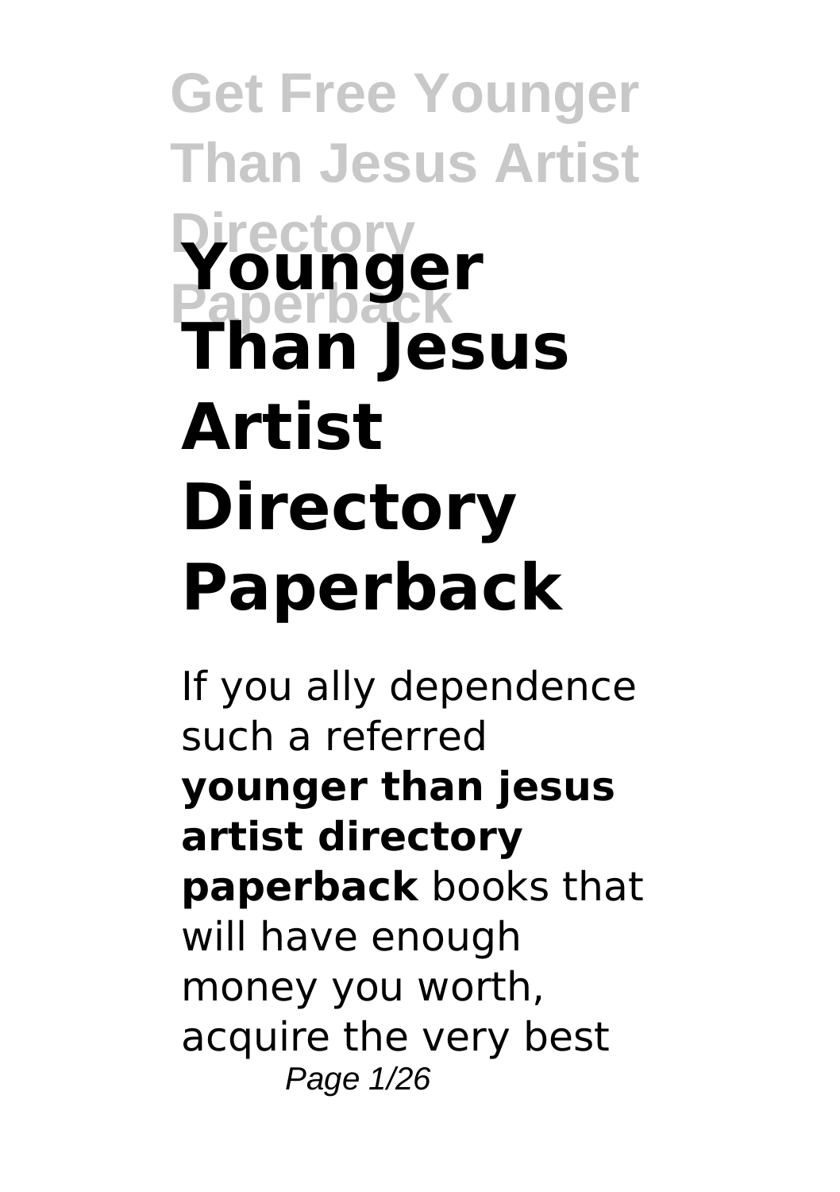# Younger Than Jesus Artist Directory Paperback

If you ally dependence such a referred **younger than jesus artist directory paperback** books that will have enough money you worth, acquire the very best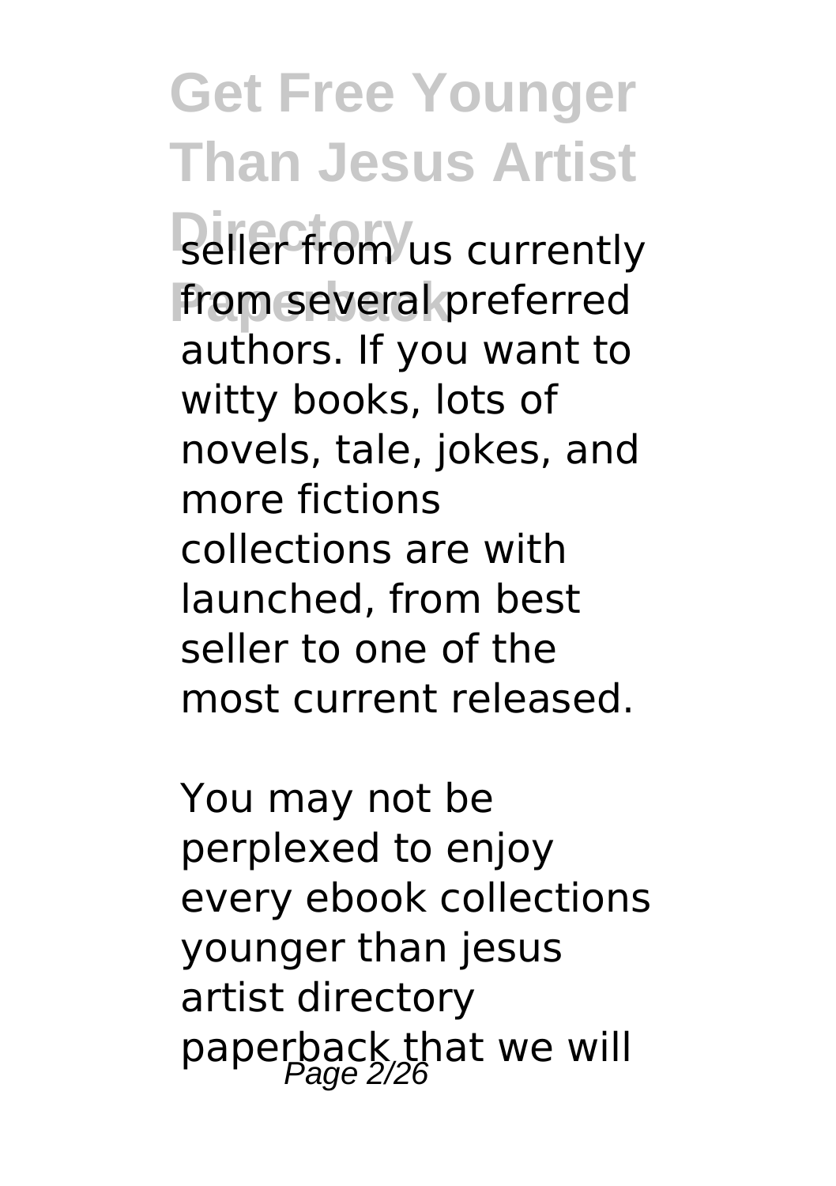seller from us currently from several preferred authors. If you want to witty books, lots of novels, tale, jokes, and more fictions collections are with launched, from best seller to one of the most current released.

You may not be perplexed to enjoy every ebook collections younger than jesus artist directory paperback that we will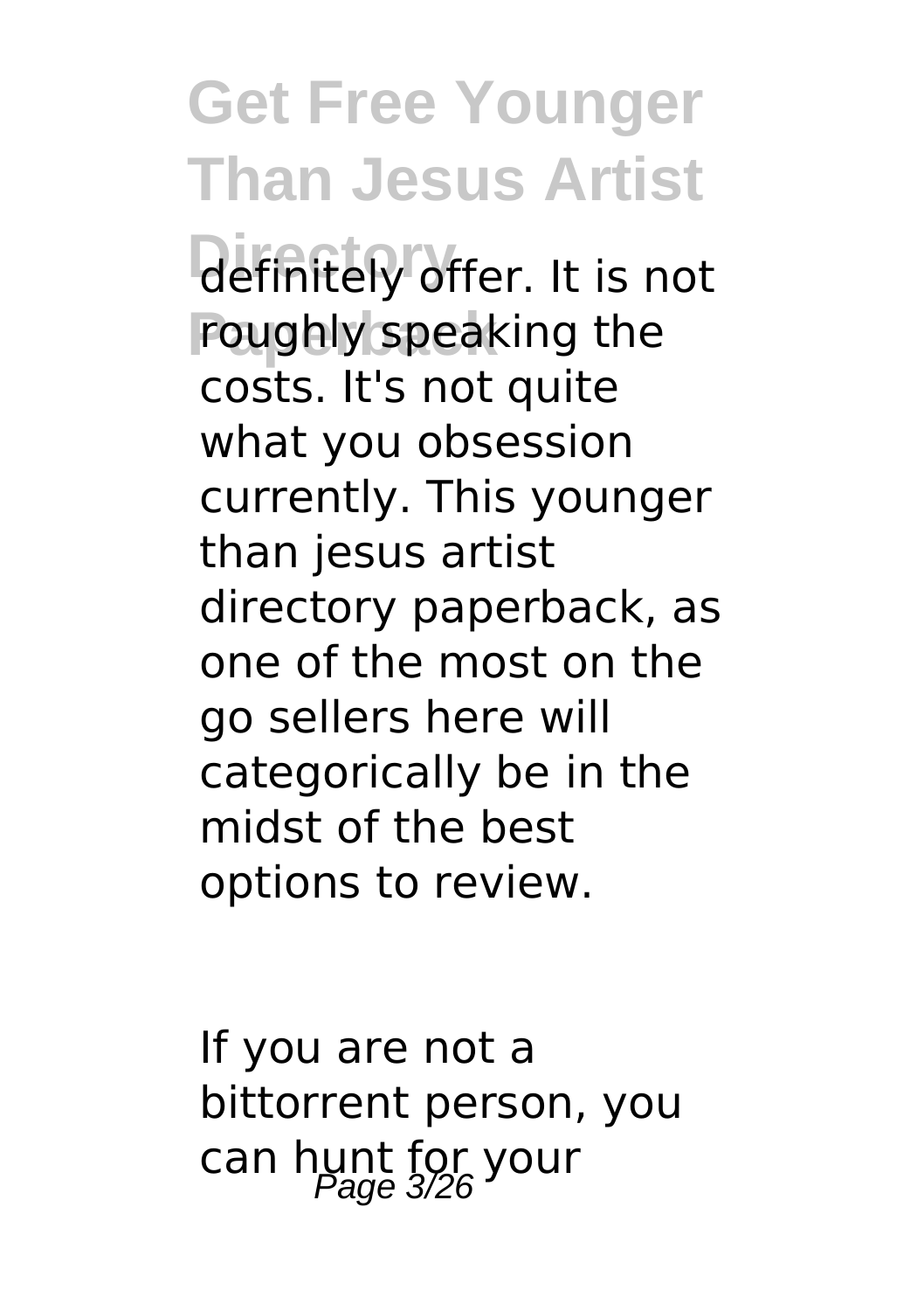definitely offer. It is not roughly speaking the costs. It's not quite what you obsession currently. This younger than jesus artist directory paperback, as one of the most on the go sellers here will categorically be in the midst of the best options to review.

If you are not a bittorrent person, you can hunt for your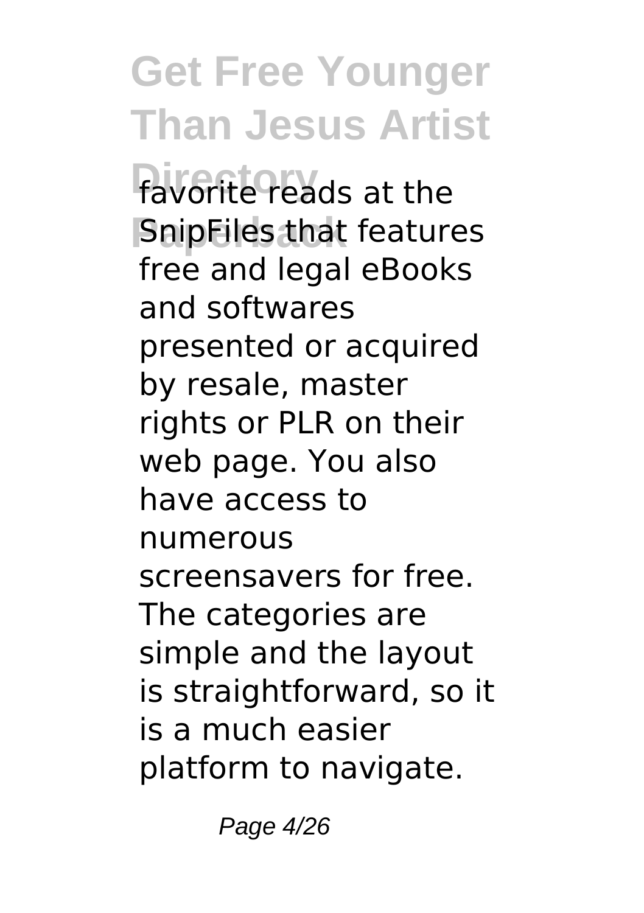favorite reads at the SnipFiles that features free and legal eBooks and softwares presented or acquired by resale, master rights or PLR on their web page. You also have access to numerous screensavers for free. The categories are simple and the layout is straightforward, so it is a much easier platform to navigate.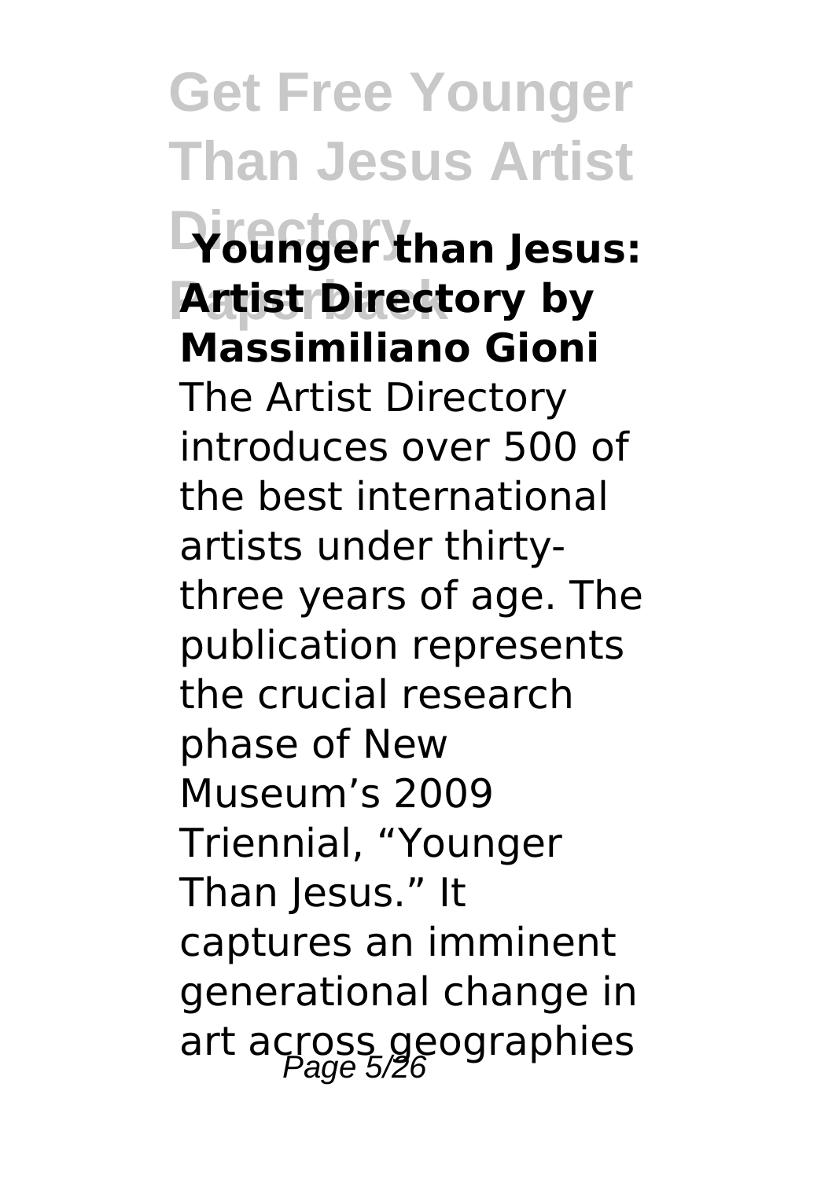## Younger than Jesus: Artist Directory by Massimiliano Gioni

The Artist Directory introduces over 500 of the best international artists under thirty-three years of age. The publication represents the crucial research phase of New Museum's 2009 Triennial, "Younger Than Jesus." It captures an imminent generational change in art across geographies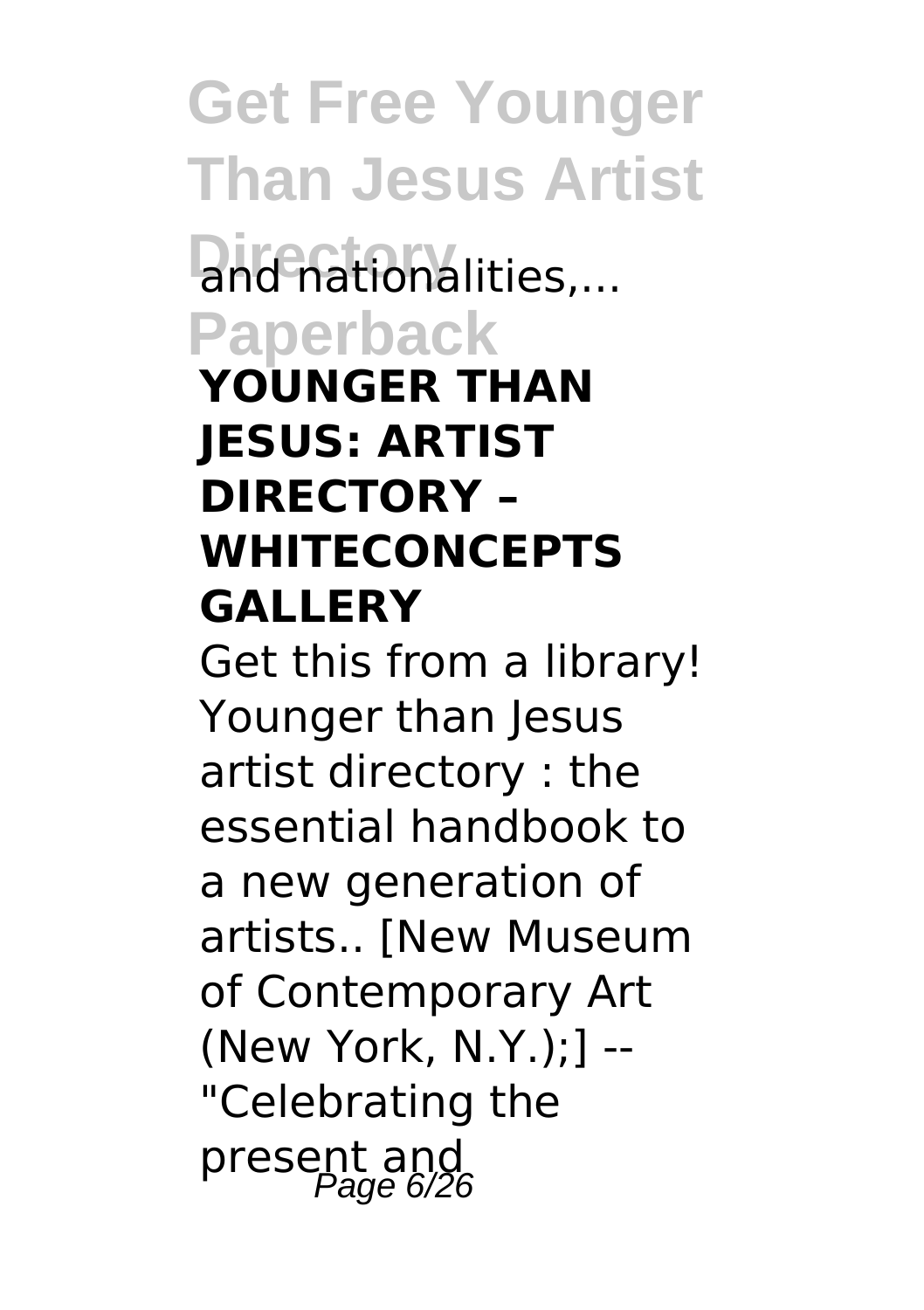and nationalities,...

### YOUNGER THAN JESUS: ARTIST DIRECTORY – WHITECONCEPTS GALLERY

Get this from a library! Younger than Jesus artist directory : the essential handbook to a new generation of artists.. [New Museum of Contemporary Art (New York, N.Y.);] -- "Celebrating the present and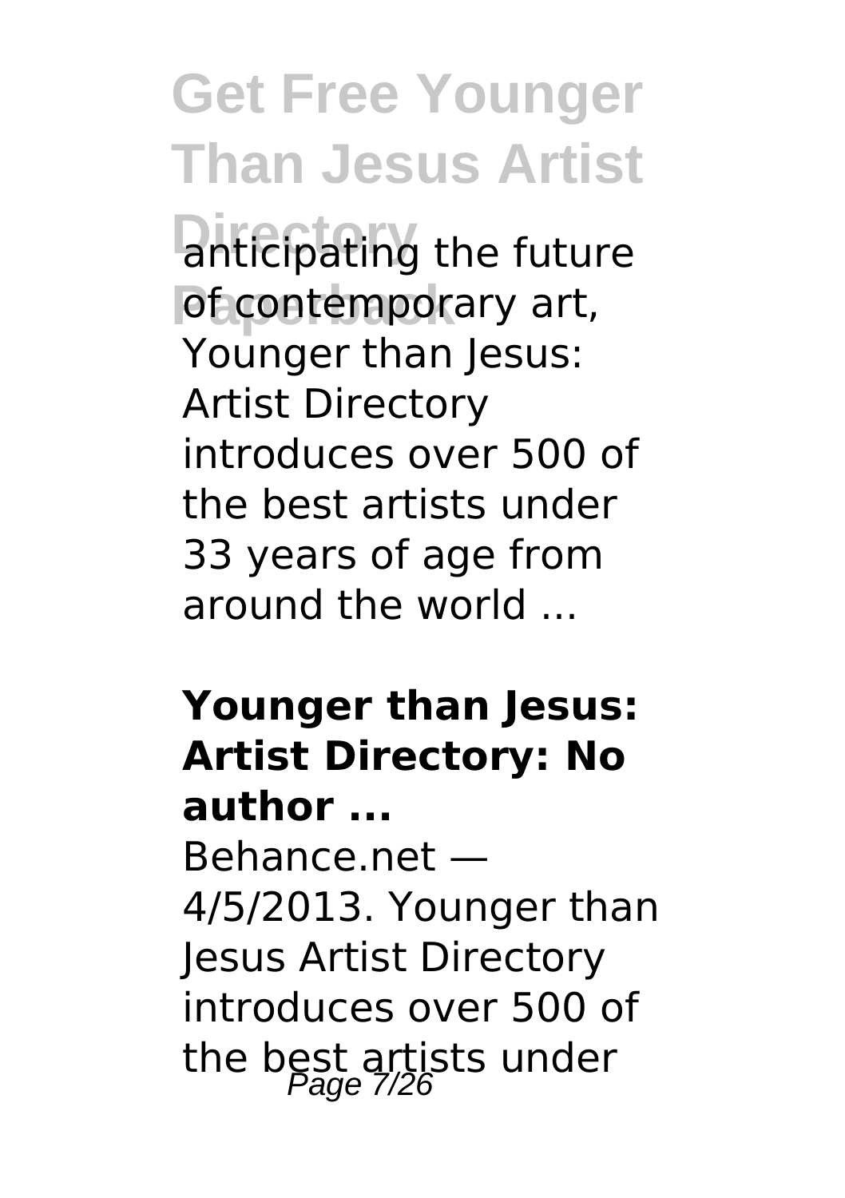anticipating the future of contemporary art, Younger than Jesus: Artist Directory introduces over 500 of the best artists under 33 years of age from around the world ...

**Younger than Jesus: Artist Directory: No author ...**

Behance.net — 4/5/2013. Younger than Jesus Artist Directory introduces over 500 of the best artists under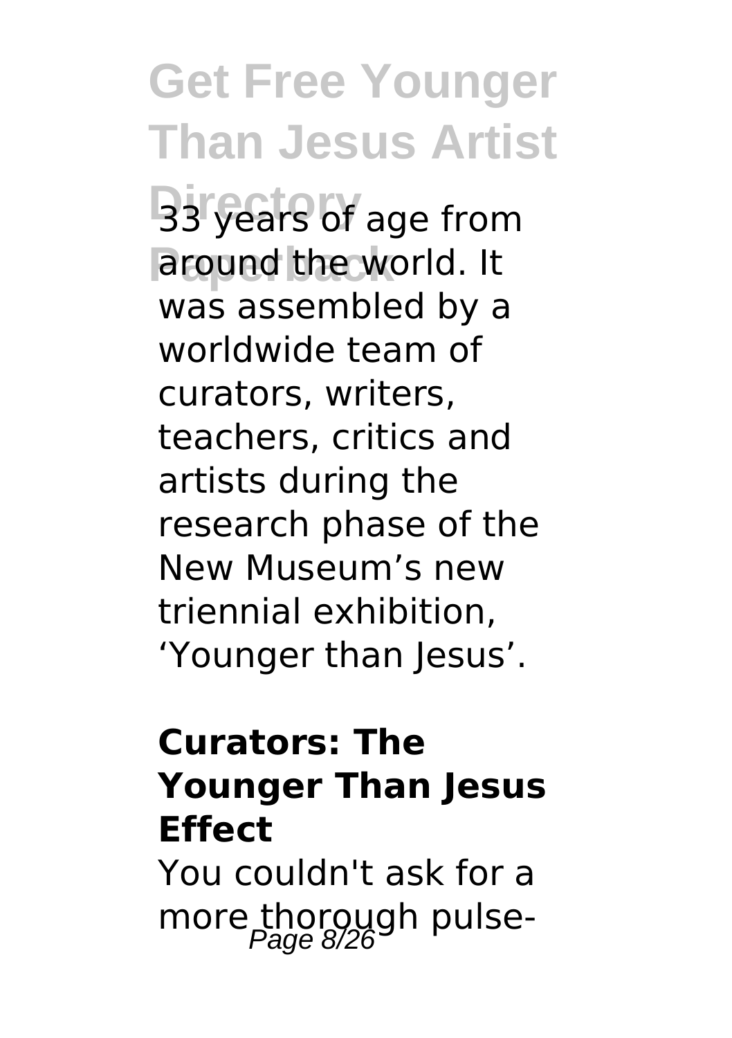33 years of age from around the world. It was assembled by a worldwide team of curators, writers, teachers, critics and artists during the research phase of the New Museum's new triennial exhibition, 'Younger than Jesus'.

### Curators: The Younger Than Jesus Effect

You couldn't ask for a more thorough pulse-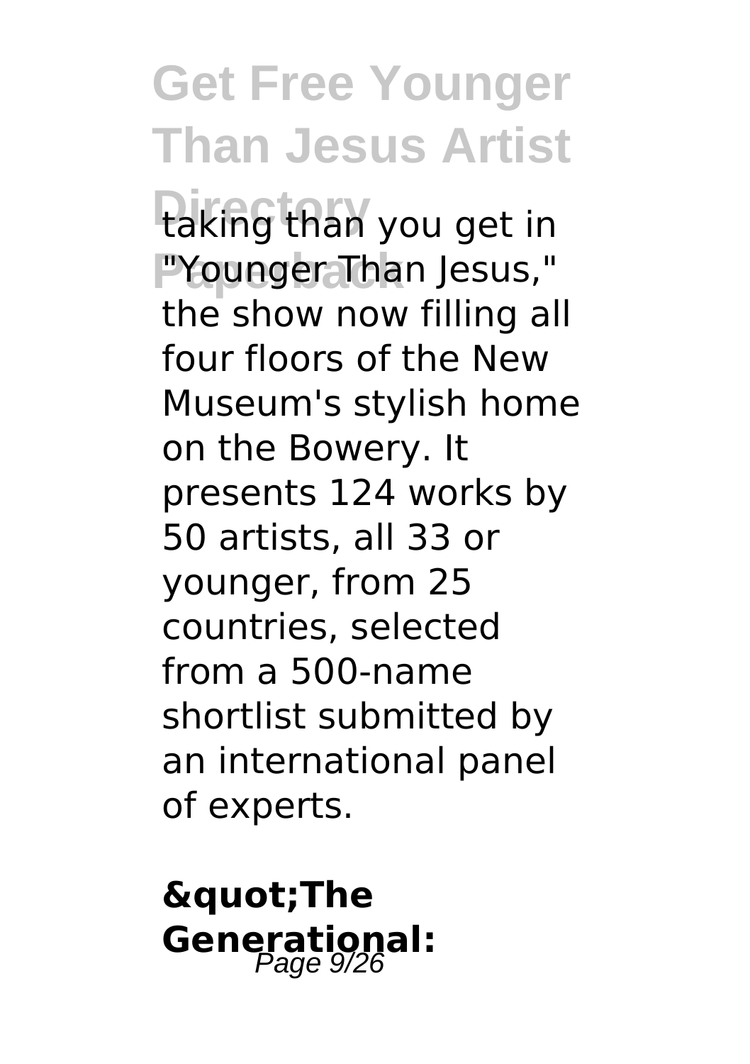taking than you get in "Younger Than Jesus," the show now filling all four floors of the New Museum's stylish home on the Bowery. It presents 124 works by 50 artists, all 33 or younger, from 25 countries, selected from a 500-name shortlist submitted by an international panel of experts.

**&quot;The Generational:**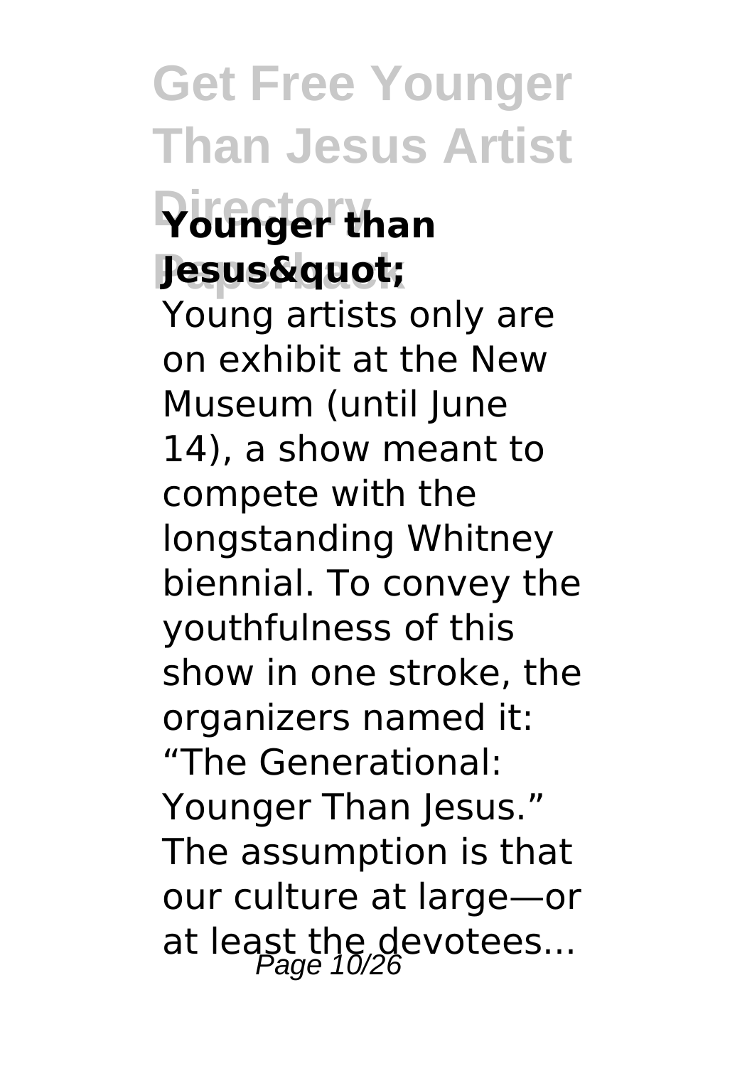### Younger than Jesus&quot;

Young artists only are on exhibit at the New Museum (until June 14), a show meant to compete with the longstanding Whitney biennial. To convey the youthfulness of this show in one stroke, the organizers named it: “The Generational: Younger Than Jesus.” The assumption is that our culture at large—or at least the devotees...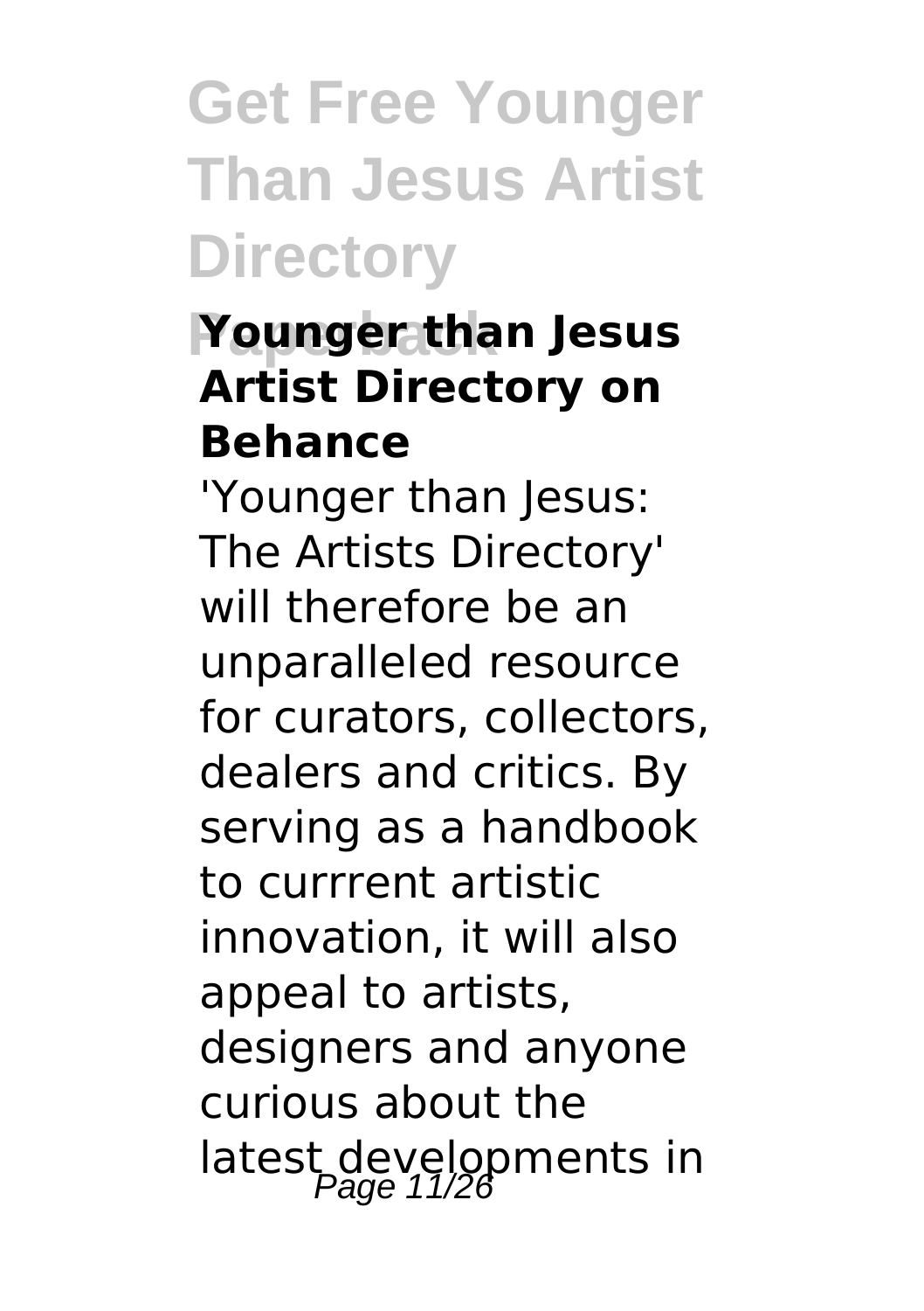### Younger than Jesus Artist Directory on Behance

'Younger than Jesus: The Artists Directory' will therefore be an unparalleled resource for curators, collectors, dealers and critics. By serving as a handbook to currrent artistic innovation, it will also appeal to artists, designers and anyone curious about the latest developments in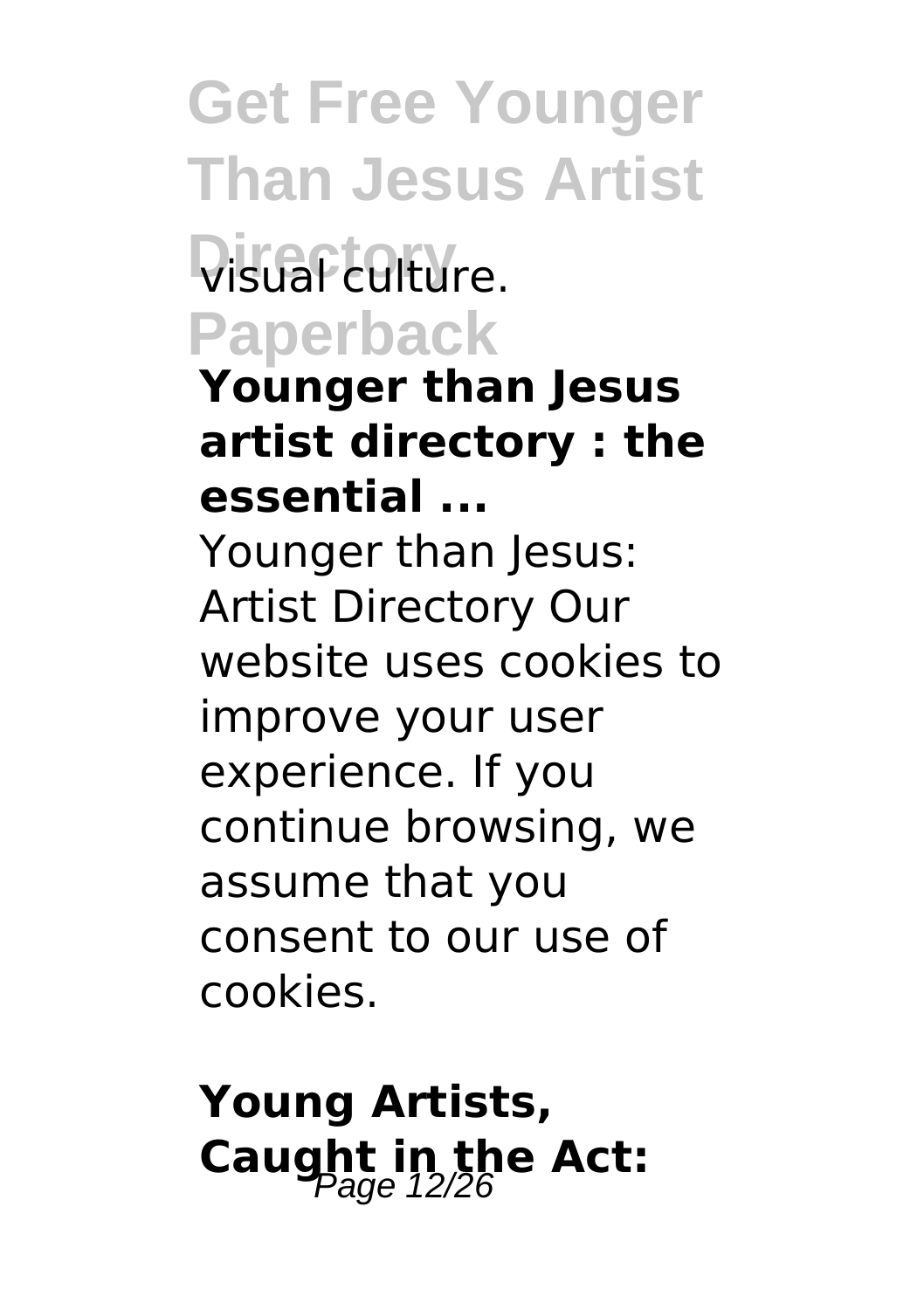visual culture.

**Younger than Jesus artist directory : the essential ...**

Younger than Jesus: Artist Directory Our website uses cookies to improve your user experience. If you continue browsing, we assume that you consent to our use of cookies.

## Young Artists, Caught in the Act: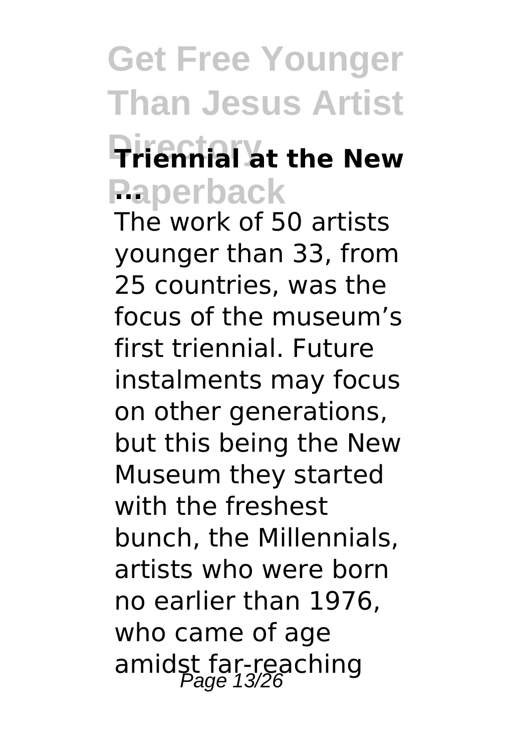### Triennial at the New ...

The work of 50 artists younger than 33, from 25 countries, was the focus of the museum's first triennial. Future instalments may focus on other generations, but this being the New Museum they started with the freshest bunch, the Millennials, artists who were born no earlier than 1976, who came of age amidst far-reaching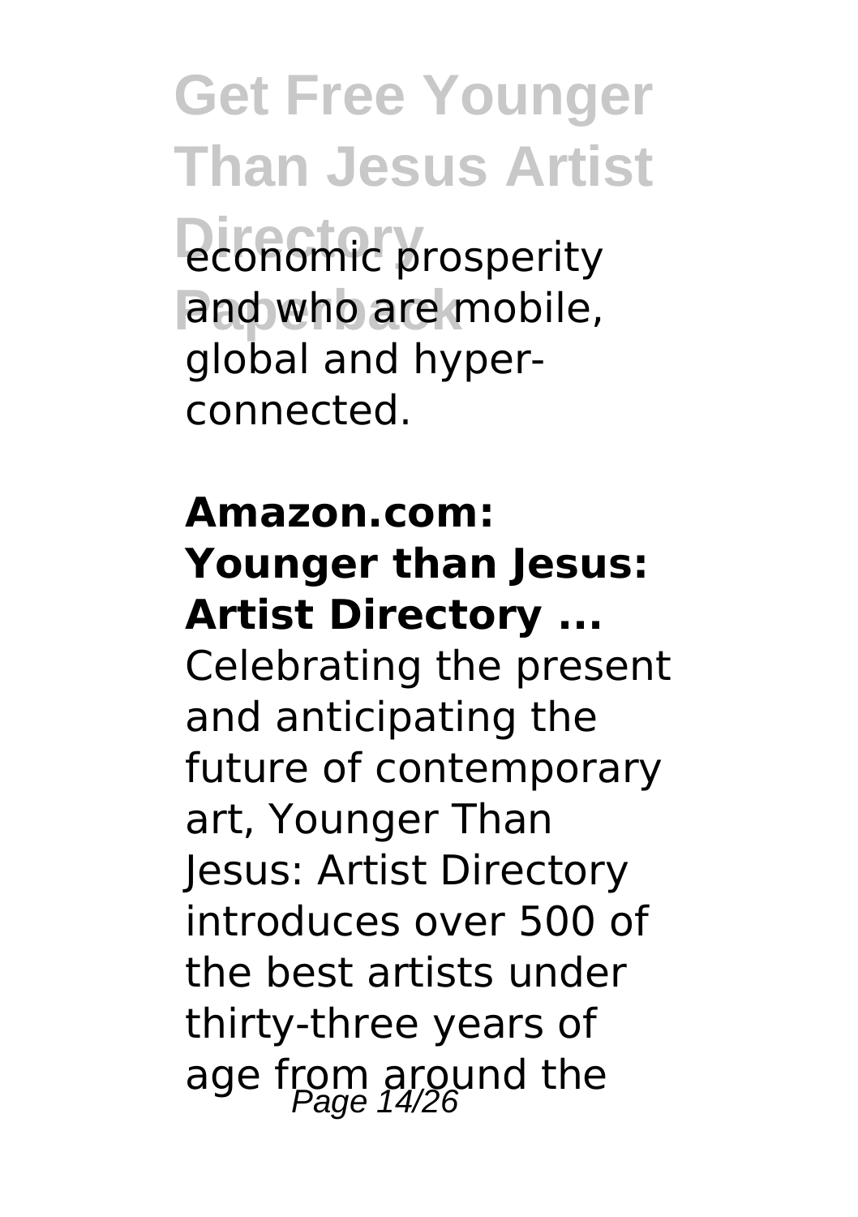economic prosperity and who are mobile, global and hyper-connected.

**Amazon.com: Younger than Jesus: Artist Directory ...**

Celebrating the present and anticipating the future of contemporary art, Younger Than Jesus: Artist Directory introduces over 500 of the best artists under thirty-three years of age from around the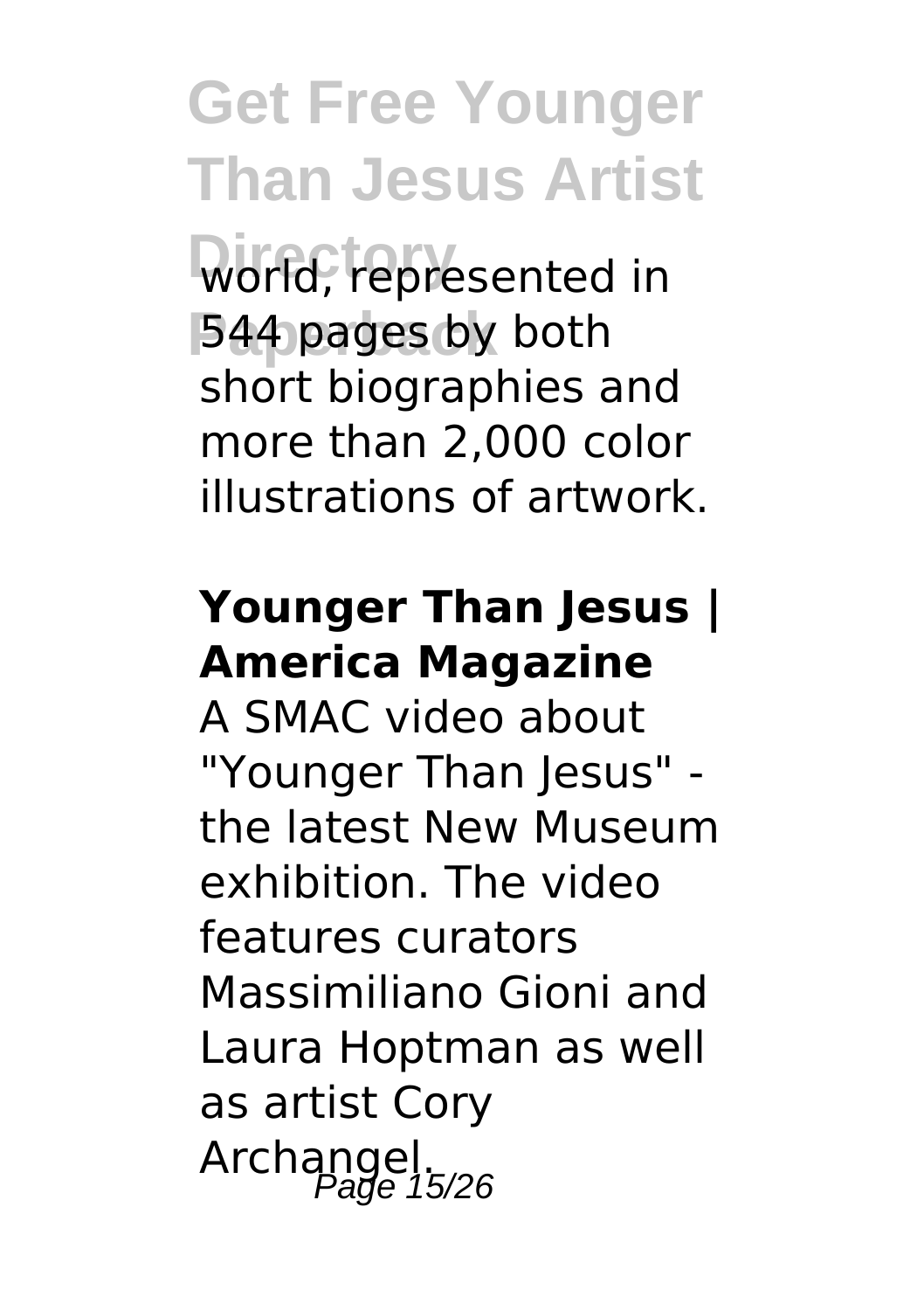world, represented in 544 pages by both short biographies and more than 2,000 color illustrations of artwork.

## Younger Than Jesus | America Magazine

A SMAC video about "Younger Than Jesus" - the latest New Museum exhibition. The video features curators Massimiliano Gioni and Laura Hoptman as well as artist Cory Archangel.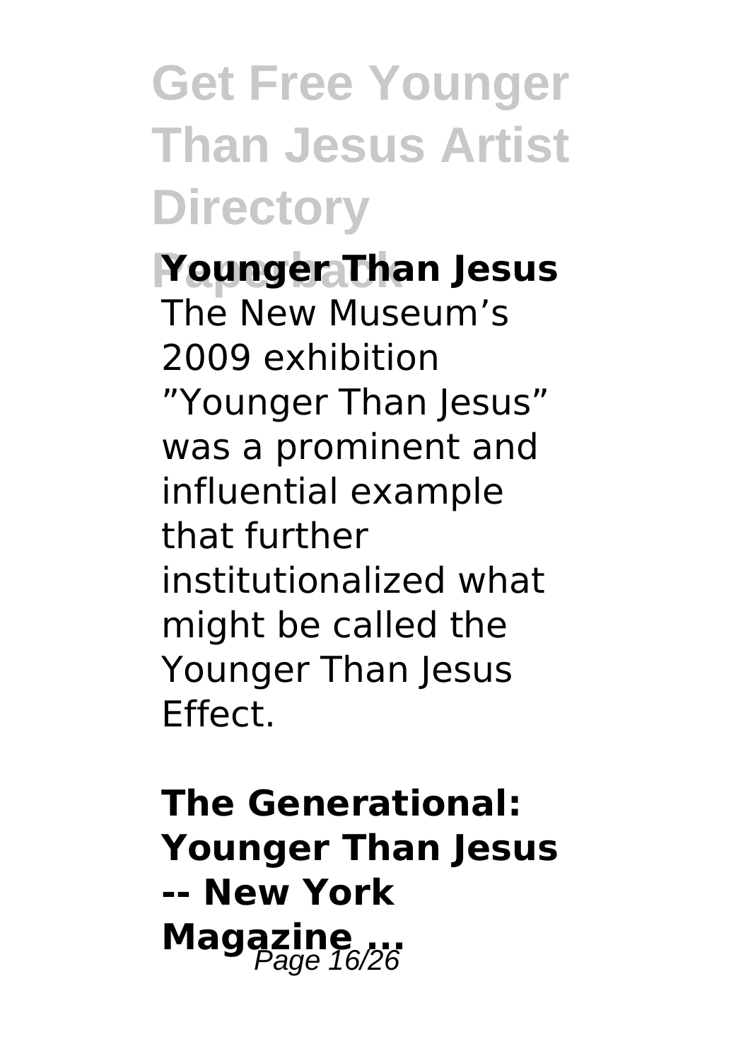**Younger Than Jesus**

The New Museum's 2009 exhibition "Younger Than Jesus" was a prominent and influential example that further institutionalized what might be called the Younger Than Jesus Effect.

**The Generational: Younger Than Jesus -- New York Magazine ...**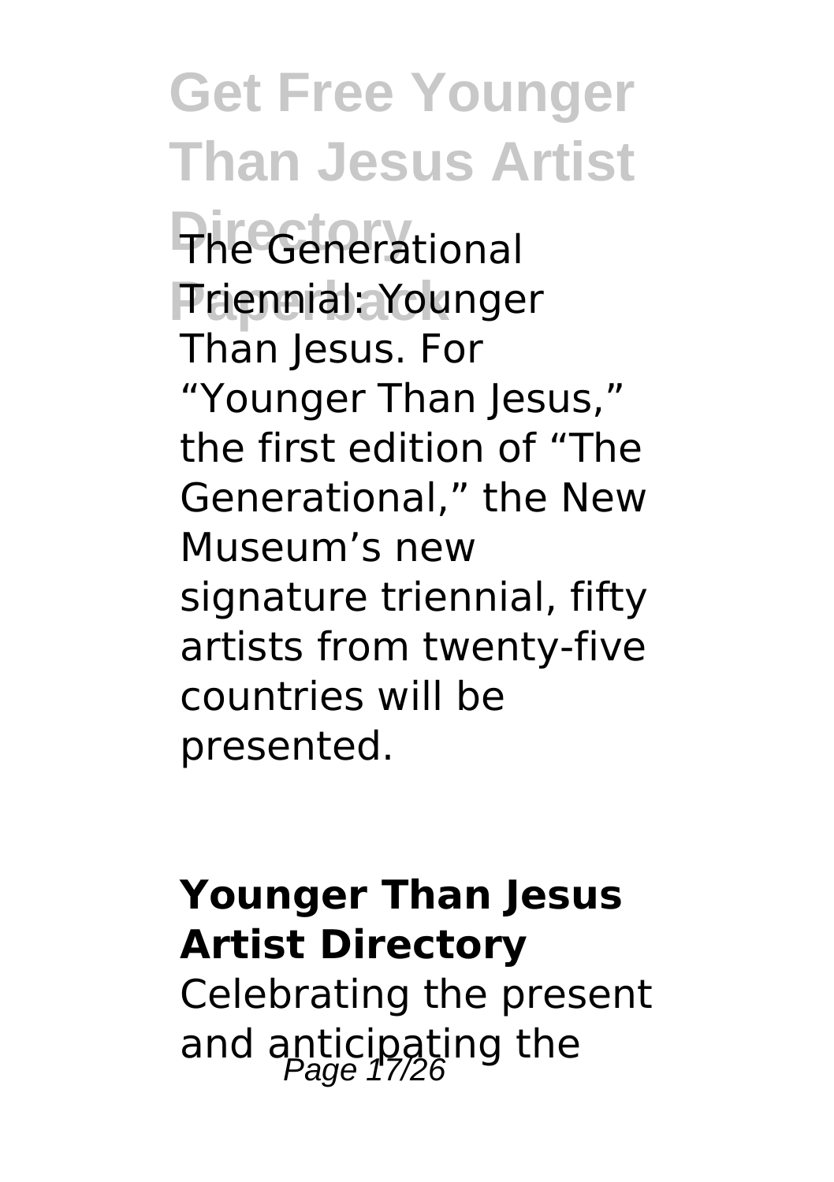The Generational Triennial: Younger Than Jesus. For "Younger Than Jesus," the first edition of "The Generational," the New Museum's new signature triennial, fifty artists from twenty-five countries will be presented.

**Younger Than Jesus Artist Directory**

Celebrating the present and anticipating the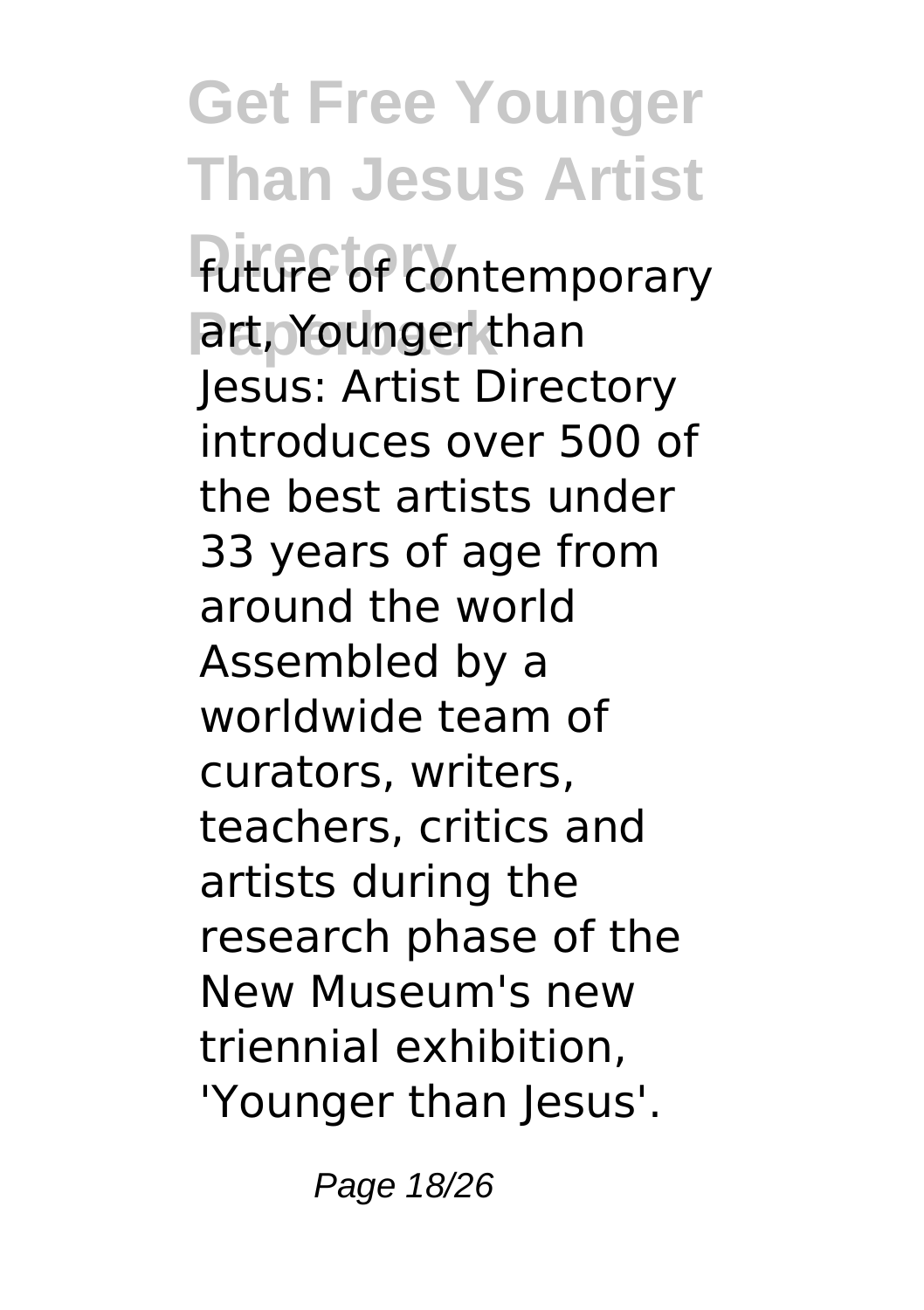future of contemporary art, Younger than Jesus: Artist Directory introduces over 500 of the best artists under 33 years of age from around the world Assembled by a worldwide team of curators, writers, teachers, critics and artists during the research phase of the New Museum's new triennial exhibition, 'Younger than Jesus'.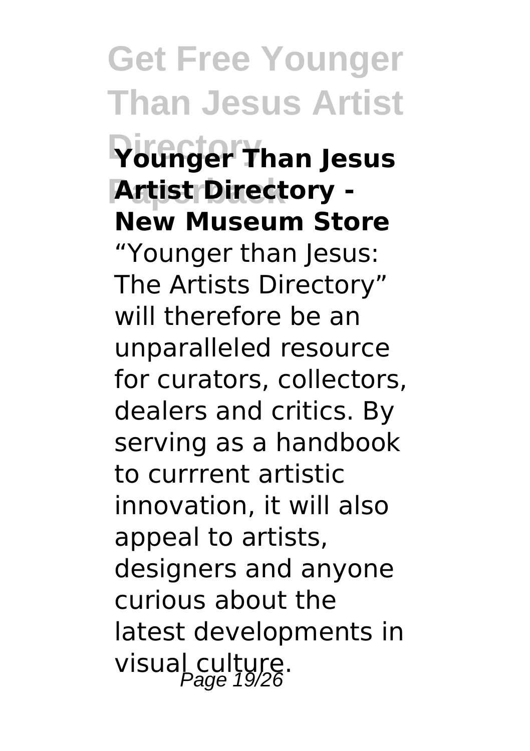**Younger Than Jesus Artist Directory - New Museum Store**

"Younger than Jesus: The Artists Directory" will therefore be an unparalleled resource for curators, collectors, dealers and critics. By serving as a handbook to currrent artistic innovation, it will also appeal to artists, designers and anyone curious about the latest developments in visual culture.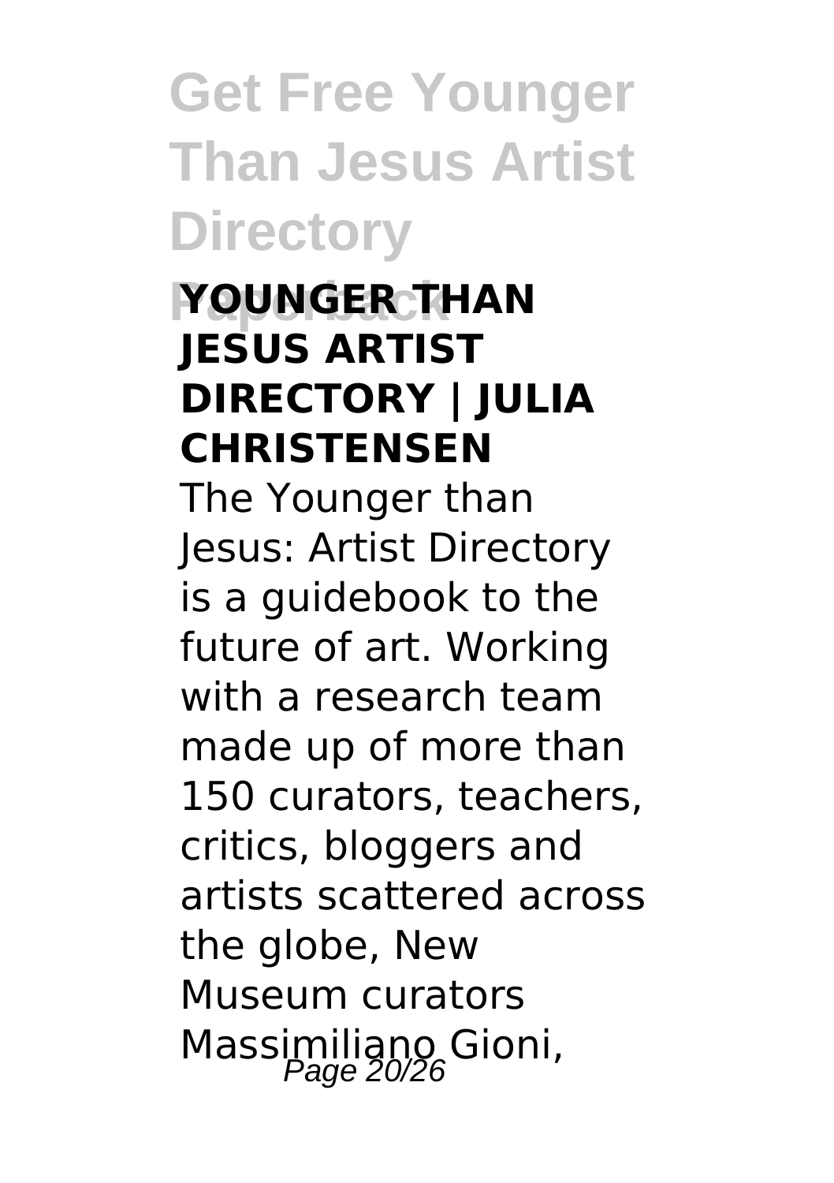### YOUNGER THAN JESUS ARTIST DIRECTORY | JULIA CHRISTENSEN

The Younger than Jesus: Artist Directory is a guidebook to the future of art. Working with a research team made up of more than 150 curators, teachers, critics, bloggers and artists scattered across the globe, New Museum curators Massimiliano Gioni,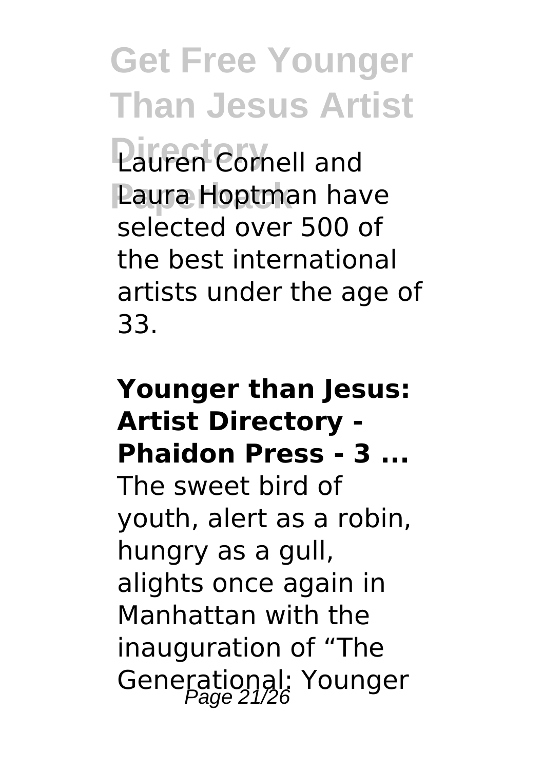Lauren Cornell and Laura Hoptman have selected over 500 of the best international artists under the age of 33.

**Younger than Jesus: Artist Directory - Phaidon Press - 3 ...**

The sweet bird of youth, alert as a robin, hungry as a gull, alights once again in Manhattan with the inauguration of "The Generational: Younger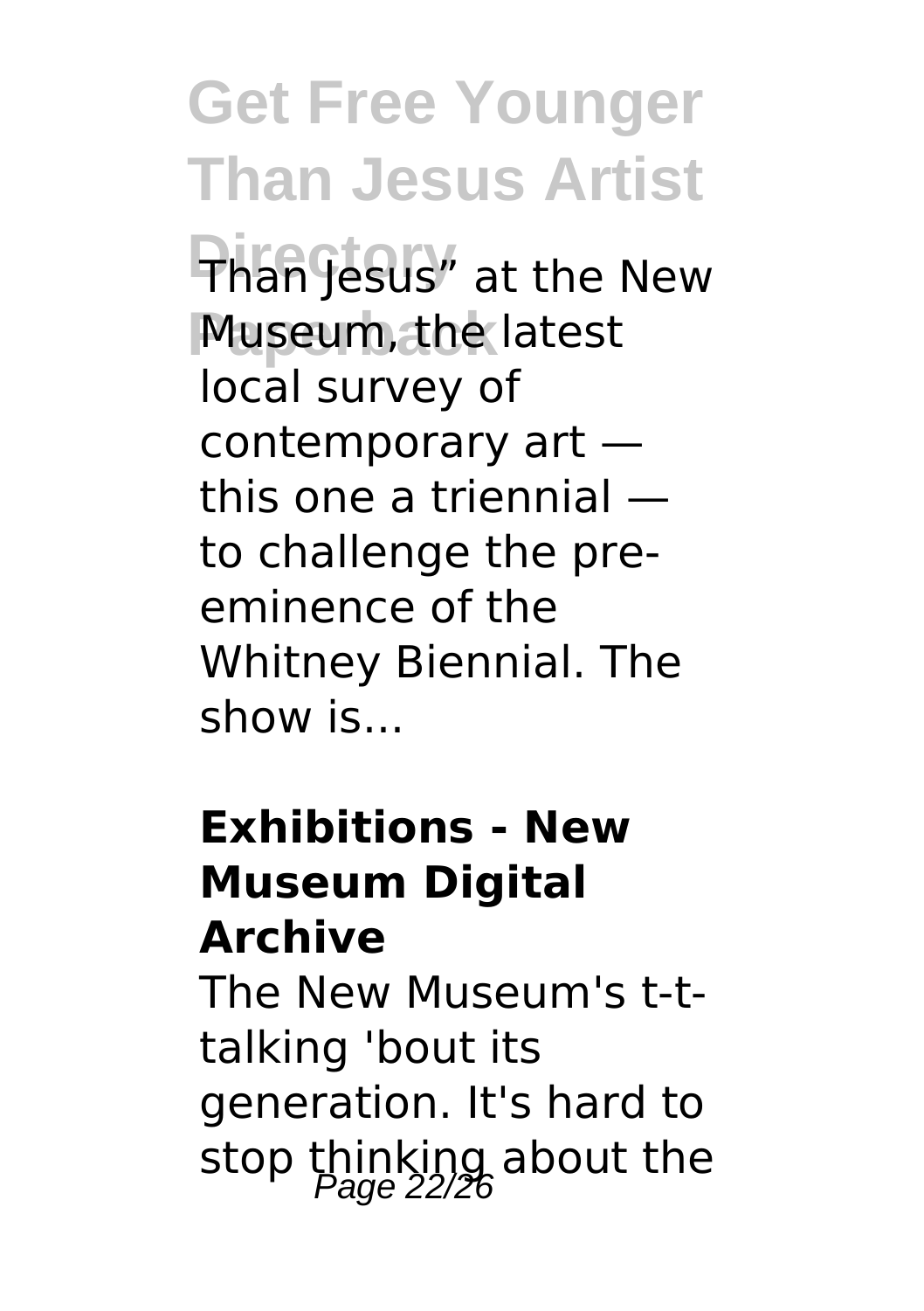Than Jesus" at the New Museum, the latest local survey of contemporary art — this one a triennial — to challenge the pre-eminence of the Whitney Biennial. The show is...

### Exhibitions - New Museum Digital Archive

The New Museum's t-t-talking 'bout its generation. It's hard to stop thinking about the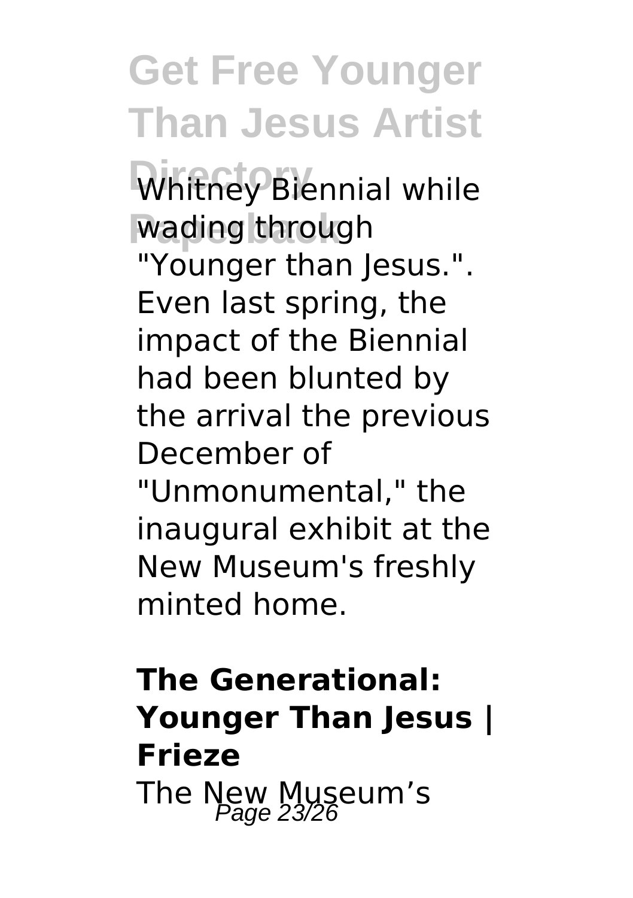Whitney Biennial while wading through "Younger than Jesus.". Even last spring, the impact of the Biennial had been blunted by the arrival the previous December of "Unmonumental," the inaugural exhibit at the New Museum's freshly minted home.

## The Generational: Younger Than Jesus | Frieze

The New Museum's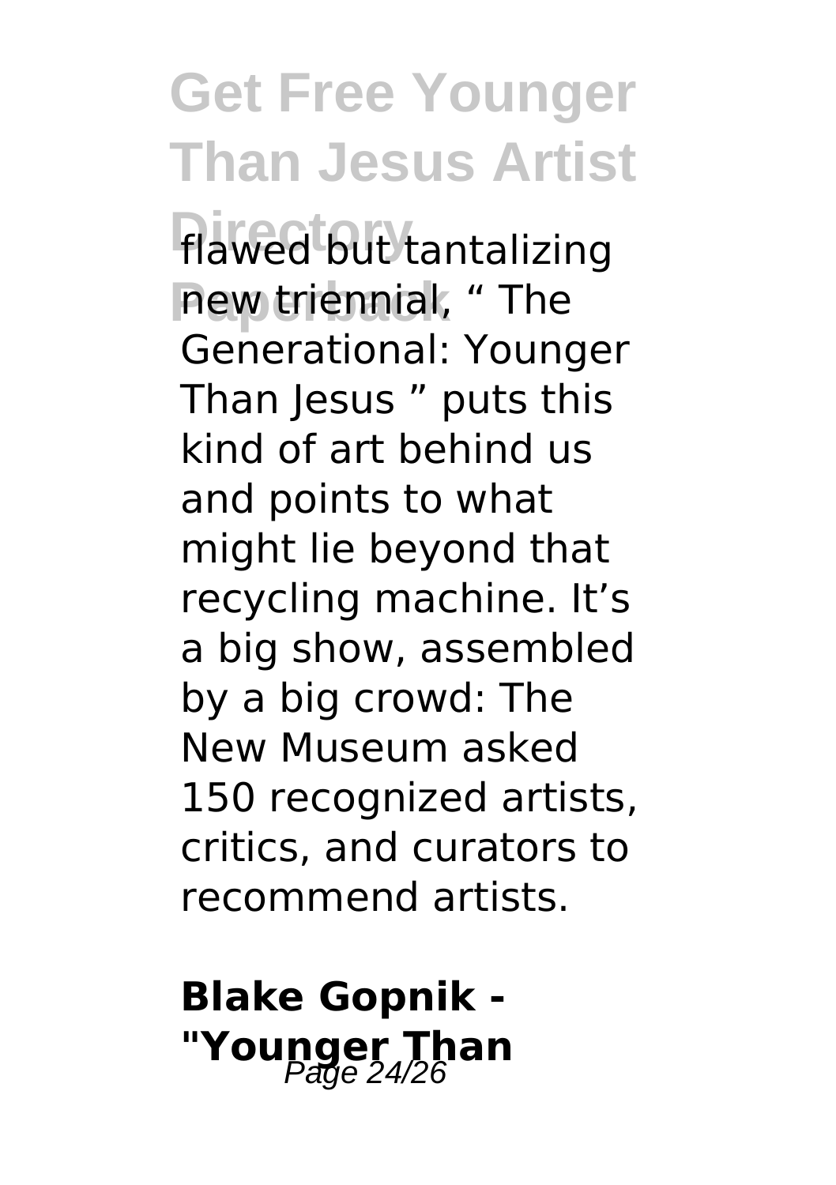flawed but tantalizing new triennial, " The Generational: Younger Than Jesus " puts this kind of art behind us and points to what might lie beyond that recycling machine. It's a big show, assembled by a big crowd: The New Museum asked 150 recognized artists, critics, and curators to recommend artists.

**Blake Gopnik - "Younger Than**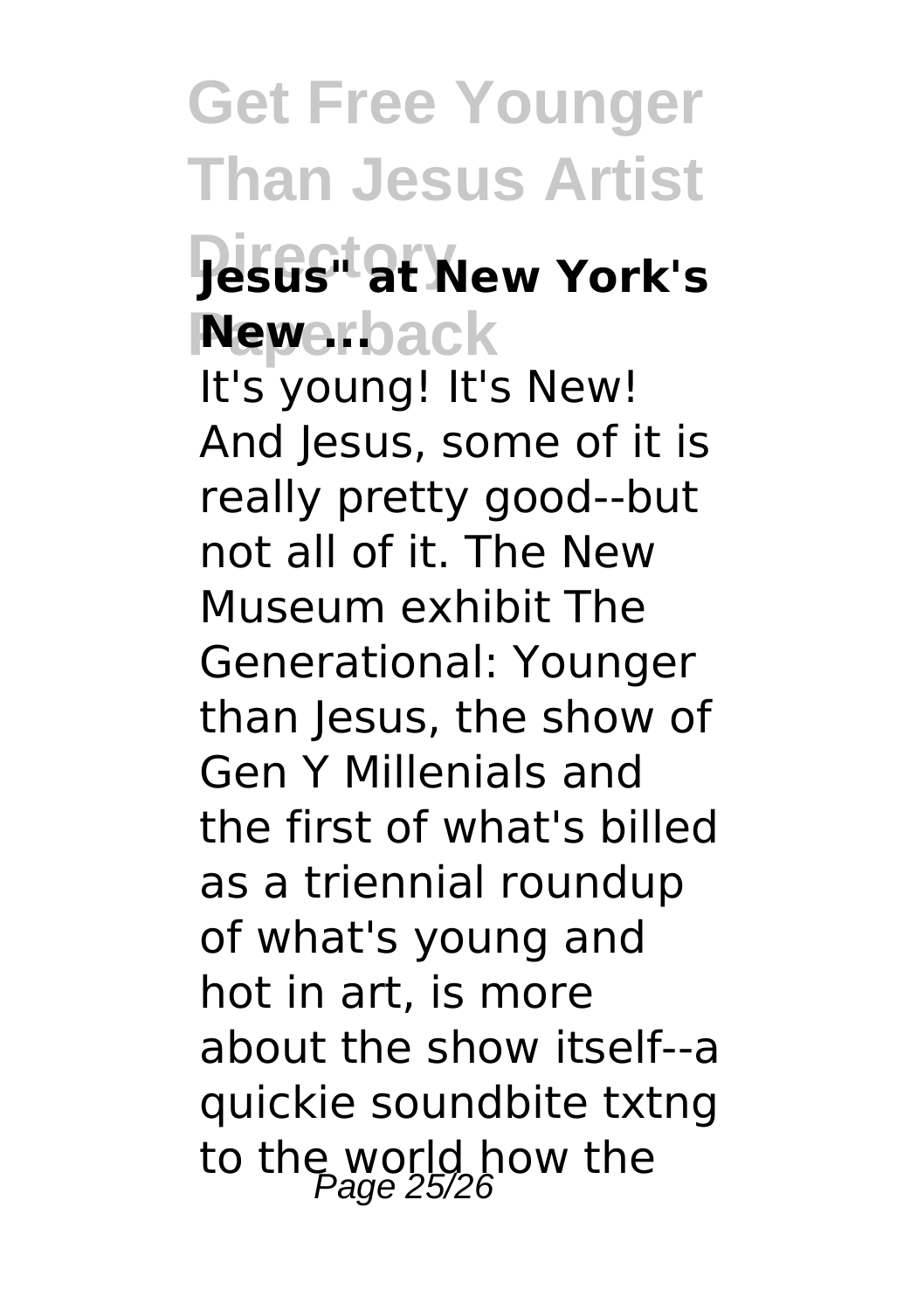### Jesus" at New York's New ...

It's young! It's New! And Jesus, some of it is really pretty good--but not all of it. The New Museum exhibit The Generational: Younger than Jesus, the show of Gen Y Millenials and the first of what's billed as a triennial roundup of what's young and hot in art, is more about the show itself--a quickie soundbite txtng to the world how the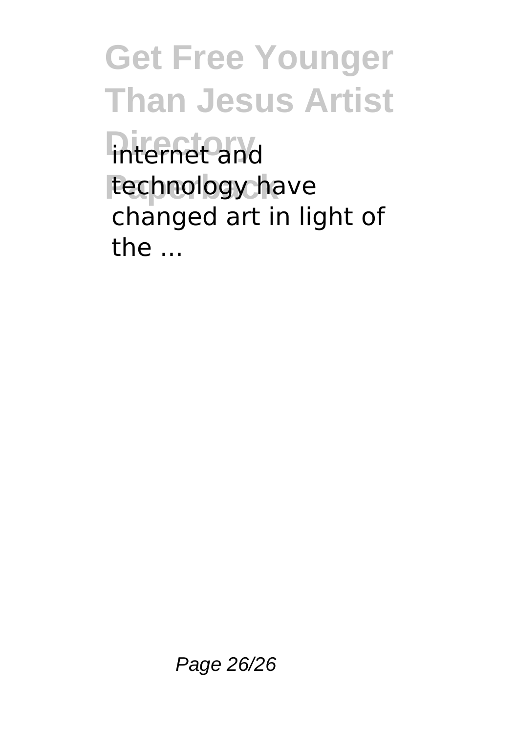internet and technology have changed art in light of the ...